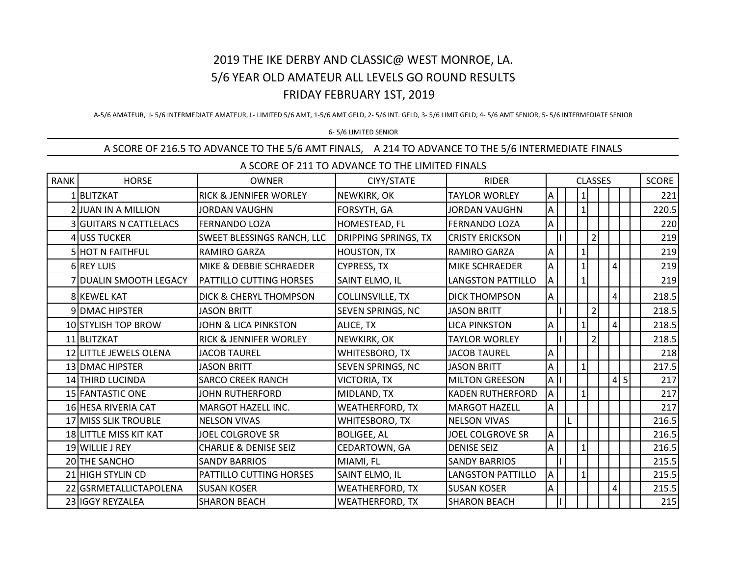# 2019 THE IKE DERBY AND CLASSIC@ WEST MONROE, LA.

## 5/6 YEAR OLD AMATEUR ALL LEVELS GO ROUND RESULTS

## FRIDAY FEBRUARY 1ST, 2019

A-5/6 AMATEUR, I- 5/6 INTERMEDIATE AMATEUR, L- LIMITED 5/6 AMT, 1-5/6 AMT GELD, 2- 5/6 INT. GELD, 3- 5/6 LIMIT GELD, 4- 5/6 AMT SENIOR, 5- 5/6 INTERMEDIATE SENIOR

6- 5/6 LIMITED SENIOR

A SCORE OF 216.5 TO ADVANCE TO THE 5/6 AMT FINALS, A 214 TO ADVANCE TO THE 5/6 INTERMEDIATE FINALS

A SCORE OF 211 TO ADVANCE TO THE LIMITED FINALS

| RANK | HORSE | OWNER | CIYY/STATE | RIDER | CLASSES | | | | | | | | | SCORE |
|---|---|---|---|---|---|---|---|---|---|---|---|---|---|---|
| 1 | BLITZKAT | RICK & JENNIFER WORLEY | NEWKIRK, OK | TAYLOR WORLEY | A | | | 1 | | | | | | 221 |
| 2 | JUAN IN A MILLION | JORDAN VAUGHN | FORSYTH, GA | JORDAN VAUGHN | A | | | 1 | | | | | | 220.5 |
| 3 | GUITARS N CATTLELACS | FERNANDO LOZA | HOMESTEAD, FL | FERNANDO LOZA | A | | | | | | | | | 220 |
| 4 | USS TUCKER | SWEET BLESSINGS RANCH, LLC | DRIPPING SPRINGS, TX | CRISTY ERICKSON | | I | | | 2 | | | | | 219 |
| 5 | HOT N FAITHFUL | RAMIRO GARZA | HOUSTON, TX | RAMIRO GARZA | A | | | 1 | | | | | | 219 |
| 6 | REY LUIS | MIKE & DEBBIE SCHRAEDER | CYPRESS, TX | MIKE SCHRAEDER | A | | | 1 | | | 4 | | | 219 |
| 7 | DUALIN SMOOTH LEGACY | PATTILLO CUTTING HORSES | SAINT ELMO, IL | LANGSTON PATTILLO | A | | | 1 | | | | | | 219 |
| 8 | KEWEL KAT | DICK & CHERYL THOMPSON | COLLINSVILLE, TX | DICK THOMPSON | A | | | | | | 4 | | | 218.5 |
| 9 | DMAC HIPSTER | JASON BRITT | SEVEN SPRINGS, NC | JASON BRITT | | I | | | 2 | | | | | 218.5 |
| 10 | STYLISH TOP BROW | JOHN & LICA PINKSTON | ALICE, TX | LICA PINKSTON | A | | | 1 | | | 4 | | | 218.5 |
| 11 | BLITZKAT | RICK & JENNIFER WORLEY | NEWKIRK, OK | TAYLOR WORLEY | | I | | | 2 | | | | | 218.5 |
| 12 | LITTLE JEWELS OLENA | JACOB TAUREL | WHITESBORO, TX | JACOB TAUREL | A | | | | | | | | | 218 |
| 13 | DMAC HIPSTER | JASON BRITT | SEVEN SPRINGS, NC | JASON BRITT | A | | | 1 | | | | | | 217.5 |
| 14 | THIRD LUCINDA | SARCO CREEK RANCH | VICTORIA, TX | MILTON GREESON | A | I | | | | | 4 | 5 | | 217 |
| 15 | FANTASTIC ONE | JOHN RUTHERFORD | MIDLAND, TX | KADEN RUTHERFORD | A | | | 1 | | | | | | 217 |
| 16 | HESA RIVERIA CAT | MARGOT HAZELL INC. | WEATHERFORD, TX | MARGOT HAZELL | A | | | | | | | | | 217 |
| 17 | MISS SLIK TROUBLE | NELSON VIVAS | WHITESBORO, TX | NELSON VIVAS | | | L | | | | | | | 216.5 |
| 18 | LITTLE MISS KIT KAT | JOEL COLGROVE SR | BOLIGEE, AL | JOEL COLGROVE SR | A | | | | | | | | | 216.5 |
| 19 | WILLIE J REY | CHARLIE & DENISE SEIZ | CEDARTOWN, GA | DENISE SEIZ | A | | | 1 | | | | | | 216.5 |
| 20 | THE SANCHO | SANDY BARRIOS | MIAMI, FL | SANDY BARRIOS | | I | | | | | | | | 215.5 |
| 21 | HIGH STYLIN CD | PATTILLO CUTTING HORSES | SAINT ELMO, IL | LANGSTON PATTILLO | A | | | 1 | | | | | | 215.5 |
| 22 | GSRMETALLICTAPOLENA | SUSAN KOSER | WEATHERFORD, TX | SUSAN KOSER | A | | | | | | 4 | | | 215.5 |
| 23 | IGGY REYZALEA | SHARON BEACH | WEATHERFORD, TX | SHARON BEACH | | I | | | | | | | | 215 |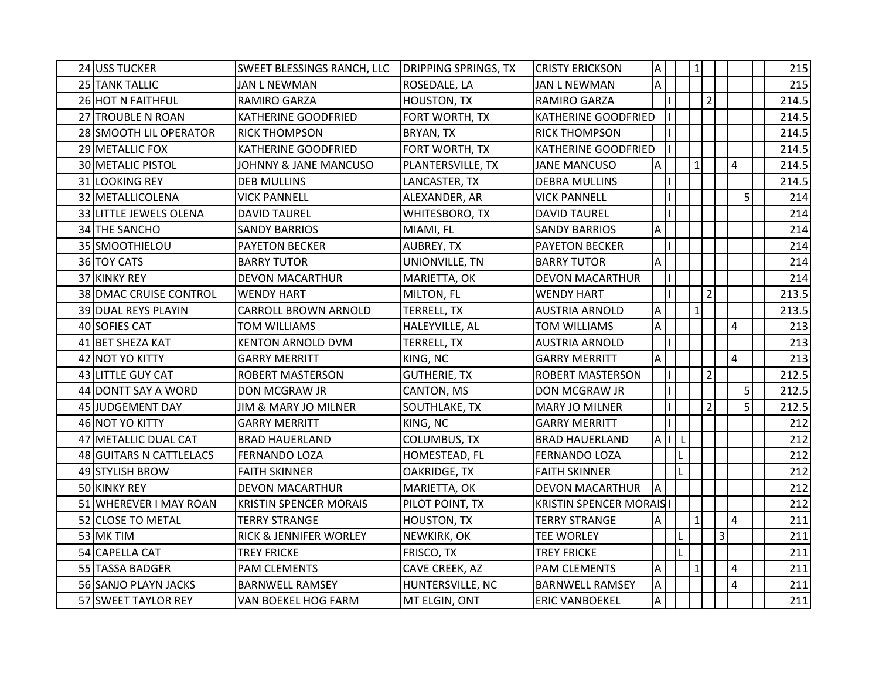| | | | | | | | | | | | | | | |
|---|---|---|---|---|---|---|---|---|---|---|---|---|---|---|
| 24 | USS TUCKER | SWEET BLESSINGS RANCH, LLC | DRIPPING SPRINGS, TX | CRISTY ERICKSON | A | | | 1 | | | | | | 215 |
| 25 | TANK TALLIC | JAN L NEWMAN | ROSEDALE, LA | JAN L NEWMAN | A | | | | | | | | | 215 |
| 26 | HOT N FAITHFUL | RAMIRO GARZA | HOUSTON, TX | RAMIRO GARZA | | I | | | 2 | | | | | 214.5 |
| 27 | TROUBLE N ROAN | KATHERINE GOODFRIED | FORT WORTH, TX | KATHERINE GOODFRIED | | I | | | | | | | | 214.5 |
| 28 | SMOOTH LIL OPERATOR | RICK THOMPSON | BRYAN, TX | RICK THOMPSON | | I | | | | | | | | 214.5 |
| 29 | METALLIC FOX | KATHERINE GOODFRIED | FORT WORTH, TX | KATHERINE GOODFRIED | | I | | | | | | | | 214.5 |
| 30 | METALIC PISTOL | JOHNNY & JANE MANCUSO | PLANTERSVILLE, TX | JANE MANCUSO | A | | | 1 | | | 4 | | | 214.5 |
| 31 | LOOKING REY | DEB MULLINS | LANCASTER, TX | DEBRA MULLINS | | I | | | | | | | | 214.5 |
| 32 | METALLICOLENA | VICK PANNELL | ALEXANDER, AR | VICK PANNELL | | I | | | | | | 5 | | 214 |
| 33 | LITTLE JEWELS OLENA | DAVID TAUREL | WHITESBORO, TX | DAVID TAUREL | | I | | | | | | | | 214 |
| 34 | THE SANCHO | SANDY BARRIOS | MIAMI, FL | SANDY BARRIOS | A | | | | | | | | | 214 |
| 35 | SMOOTHIELOU | PAYETON BECKER | AUBREY, TX | PAYETON BECKER | | I | | | | | | | | 214 |
| 36 | TOY CATS | BARRY TUTOR | UNIONVILLE, TN | BARRY TUTOR | A | | | | | | | | | 214 |
| 37 | KINKY REY | DEVON MACARTHUR | MARIETTA, OK | DEVON MACARTHUR | | I | | | | | | | | 214 |
| 38 | DMAC CRUISE CONTROL | WENDY HART | MILTON, FL | WENDY HART | | I | | | 2 | | | | | 213.5 |
| 39 | DUAL REYS PLAYIN | CARROLL BROWN ARNOLD | TERRELL, TX | AUSTRIA ARNOLD | A | | | 1 | | | | | | 213.5 |
| 40 | SOFIES CAT | TOM WILLIAMS | HALEYVILLE, AL | TOM WILLIAMS | A | | | | | | 4 | | | 213 |
| 41 | BET SHEZA KAT | KENTON ARNOLD DVM | TERRELL, TX | AUSTRIA ARNOLD | | I | | | | | | | | 213 |
| 42 | NOT YO KITTY | GARRY MERRITT | KING, NC | GARRY MERRITT | A | | | | | | 4 | | | 213 |
| 43 | LITTLE GUY CAT | ROBERT MASTERSON | GUTHERIE, TX | ROBERT MASTERSON | | I | | | 2 | | | | | 212.5 |
| 44 | DONTT SAY A WORD | DON MCGRAW JR | CANTON, MS | DON MCGRAW JR | | I | | | | | | 5 | | 212.5 |
| 45 | JUDGEMENT DAY | JIM & MARY JO MILNER | SOUTHLAKE, TX | MARY JO MILNER | | I | | | 2 | | | 5 | | 212.5 |
| 46 | NOT YO KITTY | GARRY MERRITT | KING, NC | GARRY MERRITT | | I | | | | | | | | 212 |
| 47 | METALLIC DUAL CAT | BRAD HAUERLAND | COLUMBUS, TX | BRAD HAUERLAND | A | I | L | | | | | | | 212 |
| 48 | GUITARS N CATTLELACS | FERNANDO LOZA | HOMESTEAD, FL | FERNANDO LOZA | | | L | | | | | | | 212 |
| 49 | STYLISH BROW | FAITH SKINNER | OAKRIDGE, TX | FAITH SKINNER | | | L | | | | | | | 212 |
| 50 | KINKY REY | DEVON MACARTHUR | MARIETTA, OK | DEVON MACARTHUR | A | | | | | | | | | 212 |
| 51 | WHEREVER I MAY ROAN | KRISTIN SPENCER MORAIS | PILOT POINT, TX | KRISTIN SPENCER MORAIS | | I | | | | | | | | 212 |
| 52 | CLOSE TO METAL | TERRY STRANGE | HOUSTON, TX | TERRY STRANGE | A | | | 1 | | | 4 | | | 211 |
| 53 | MK TIM | RICK & JENNIFER WORLEY | NEWKIRK, OK | TEE WORLEY | | | L | | | 3 | | | | 211 |
| 54 | CAPELLA CAT | TREY FRICKE | FRISCO, TX | TREY FRICKE | | | L | | | | | | | 211 |
| 55 | TASSA BADGER | PAM CLEMENTS | CAVE CREEK, AZ | PAM CLEMENTS | A | | | 1 | | | 4 | | | 211 |
| 56 | SANJO PLAYN JACKS | BARNWELL RAMSEY | HUNTERSVILLE, NC | BARNWELL RAMSEY | A | | | | | | 4 | | | 211 |
| 57 | SWEET TAYLOR REY | VAN BOEKEL HOG FARM | MT ELGIN, ONT | ERIC VANBOEKEL | A | | | | | | | | | 211 |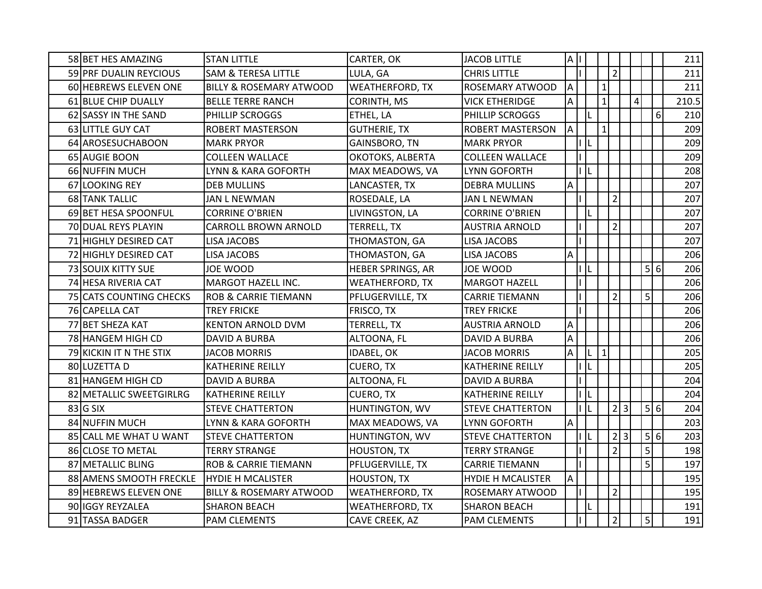| | | | | | | | | | | | | | | |
|---|---|---|---|---|---|---|---|---|---|---|---|---|---|---|
| 58 | BET HES AMAZING | STAN LITTLE | CARTER, OK | JACOB LITTLE | A | I | | | | | | | | 211 |
| 59 | PRF DUALIN REYCIOUS | SAM & TERESA LITTLE | LULA, GA | CHRIS LITTLE | | I | | | 2 | | | | | 211 |
| 60 | HEBREWS ELEVEN ONE | BILLY & ROSEMARY ATWOOD | WEATHERFORD, TX | ROSEMARY ATWOOD | A | | | 1 | | | | | | 211 |
| 61 | BLUE CHIP DUALLY | BELLE TERRE RANCH | CORINTH, MS | VICK ETHERIDGE | A | | | 1 | | | 4 | | | 210.5 |
| 62 | SASSY IN THE SAND | PHILLIP SCROGGS | ETHEL, LA | PHILLIP SCROGGS | | | L | | | | | | 6 | 210 |
| 63 | LITTLE GUY CAT | ROBERT MASTERSON | GUTHERIE, TX | ROBERT MASTERSON | A | | | 1 | | | | | | 209 |
| 64 | AROSESUCHABOON | MARK PRYOR | GAINSBORO, TN | MARK PRYOR | | I | L | | | | | | | 209 |
| 65 | AUGIE BOON | COLLEEN WALLACE | OKOTOKS, ALBERTA | COLLEEN WALLACE | | I | | | | | | | | 209 |
| 66 | NUFFIN MUCH | LYNN & KARA GOFORTH | MAX MEADOWS, VA | LYNN GOFORTH | | I | L | | | | | | | 208 |
| 67 | LOOKING REY | DEB MULLINS | LANCASTER, TX | DEBRA MULLINS | A | | | | | | | | | 207 |
| 68 | TANK TALLIC | JAN L NEWMAN | ROSEDALE, LA | JAN L NEWMAN | | I | | | 2 | | | | | 207 |
| 69 | BET HESA SPOONFUL | CORRINE O'BRIEN | LIVINGSTON, LA | CORRINE O'BRIEN | | | L | | | | | | | 207 |
| 70 | DUAL REYS PLAYIN | CARROLL BROWN ARNOLD | TERRELL, TX | AUSTRIA ARNOLD | | I | | | 2 | | | | | 207 |
| 71 | HIGHLY DESIRED CAT | LISA JACOBS | THOMASTON, GA | LISA JACOBS | | I | | | | | | | | 207 |
| 72 | HIGHLY DESIRED CAT | LISA JACOBS | THOMASTON, GA | LISA JACOBS | A | | | | | | | | | 206 |
| 73 | SOUIX KITTY SUE | JOE WOOD | HEBER SPRINGS, AR | JOE WOOD | | I | L | | | | | 5 | 6 | 206 |
| 74 | HESA RIVERIA CAT | MARGOT HAZELL INC. | WEATHERFORD, TX | MARGOT HAZELL | | I | | | | | | | | 206 |
| 75 | CATS COUNTING CHECKS | ROB & CARRIE TIEMANN | PFLUGERVILLE, TX | CARRIE TIEMANN | | I | | | 2 | | | 5 | | 206 |
| 76 | CAPELLA CAT | TREY FRICKE | FRISCO, TX | TREY FRICKE | | I | | | | | | | | 206 |
| 77 | BET SHEZA KAT | KENTON ARNOLD DVM | TERRELL, TX | AUSTRIA ARNOLD | A | | | | | | | | | 206 |
| 78 | HANGEM HIGH CD | DAVID A BURBA | ALTOONA, FL | DAVID A BURBA | A | | | | | | | | | 206 |
| 79 | KICKIN IT N THE STIX | JACOB MORRIS | IDABEL, OK | JACOB MORRIS | A | | L | 1 | | | | | | 205 |
| 80 | LUZETTA D | KATHERINE REILLY | CUERO, TX | KATHERINE REILLY | | I | L | | | | | | | 205 |
| 81 | HANGEM HIGH CD | DAVID A BURBA | ALTOONA, FL | DAVID A BURBA | | I | | | | | | | | 204 |
| 82 | METALLIC SWEETGIRLRG | KATHERINE REILLY | CUERO, TX | KATHERINE REILLY | | I | L | | | | | | | 204 |
| 83 | G SIX | STEVE CHATTERTON | HUNTINGTON, WV | STEVE CHATTERTON | | I | L | | 2 | 3 | | 5 | 6 | 204 |
| 84 | NUFFIN MUCH | LYNN & KARA GOFORTH | MAX MEADOWS, VA | LYNN GOFORTH | A | | | | | | | | | 203 |
| 85 | CALL ME WHAT U WANT | STEVE CHATTERTON | HUNTINGTON, WV | STEVE CHATTERTON | | I | L | | 2 | 3 | | 5 | 6 | 203 |
| 86 | CLOSE TO METAL | TERRY STRANGE | HOUSTON, TX | TERRY STRANGE | | I | | | 2 | | | 5 | | 198 |
| 87 | METALLIC BLING | ROB & CARRIE TIEMANN | PFLUGERVILLE, TX | CARRIE TIEMANN | | I | | | | | | 5 | | 197 |
| 88 | AMENS SMOOTH FRECKLE | HYDIE H MCALISTER | HOUSTON, TX | HYDIE H MCALISTER | A | | | | | | | | | 195 |
| 89 | HEBREWS ELEVEN ONE | BILLY & ROSEMARY ATWOOD | WEATHERFORD, TX | ROSEMARY ATWOOD | | I | | | 2 | | | | | 195 |
| 90 | IGGY REYZALEA | SHARON BEACH | WEATHERFORD, TX | SHARON BEACH | | | L | | | | | | | 191 |
| 91 | TASSA BADGER | PAM CLEMENTS | CAVE CREEK, AZ | PAM CLEMENTS | | I | | | 2 | | | 5 | | 191 |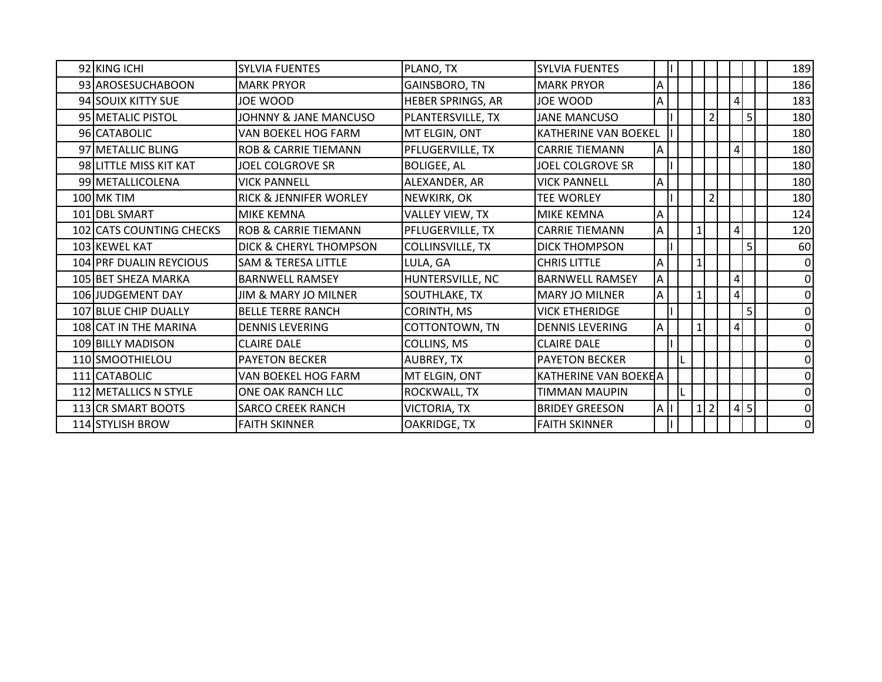| | | | | | | | | | | | | | | |
|---|---|---|---|---|---|---|---|---|---|---|---|---|---|---|
| 92 | KING ICHI | SYLVIA FUENTES | PLANO, TX | SYLVIA FUENTES | | I | | | | | | | | 189 |
| 93 | AROSESUCHABOON | MARK PRYOR | GAINSBORO, TN | MARK PRYOR | A | | | | | | | | | 186 |
| 94 | SOUIX KITTY SUE | JOE WOOD | HEBER SPRINGS, AR | JOE WOOD | A | | | | | | 4 | | | 183 |
| 95 | METALIC PISTOL | JOHNNY & JANE MANCUSO | PLANTERSVILLE, TX | JANE MANCUSO | | I | | | 2 | | | 5 | | 180 |
| 96 | CATABOLIC | VAN BOEKEL HOG FARM | MT ELGIN, ONT | KATHERINE VAN BOEKEL | | I | | | | | | | | 180 |
| 97 | METALLIC BLING | ROB & CARRIE TIEMANN | PFLUGERVILLE, TX | CARRIE TIEMANN | A | | | | | | 4 | | | 180 |
| 98 | LITTLE MISS KIT KAT | JOEL COLGROVE SR | BOLIGEE, AL | JOEL COLGROVE SR | | I | | | | | | | | 180 |
| 99 | METALLICOLENA | VICK PANNELL | ALEXANDER, AR | VICK PANNELL | A | | | | | | | | | 180 |
| 100 | MK TIM | RICK & JENNIFER WORLEY | NEWKIRK, OK | TEE WORLEY | | I | | | 2 | | | | | 180 |
| 101 | DBL SMART | MIKE KEMNA | VALLEY VIEW, TX | MIKE KEMNA | A | | | | | | | | | 124 |
| 102 | CATS COUNTING CHECKS | ROB & CARRIE TIEMANN | PFLUGERVILLE, TX | CARRIE TIEMANN | A | | | 1 | | | 4 | | | 120 |
| 103 | KEWEL KAT | DICK & CHERYL THOMPSON | COLLINSVILLE, TX | DICK THOMPSON | | I | | | | | | 5 | | 60 |
| 104 | PRF DUALIN REYCIOUS | SAM & TERESA LITTLE | LULA, GA | CHRIS LITTLE | A | | | 1 | | | | | | 0 |
| 105 | BET SHEZA MARKA | BARNWELL RAMSEY | HUNTERSVILLE, NC | BARNWELL RAMSEY | A | | | | | | 4 | | | 0 |
| 106 | JUDGEMENT DAY | JIM & MARY JO MILNER | SOUTHLAKE, TX | MARY JO MILNER | A | | | 1 | | | 4 | | | 0 |
| 107 | BLUE CHIP DUALLY | BELLE TERRE RANCH | CORINTH, MS | VICK ETHERIDGE | | I | | | | | | 5 | | 0 |
| 108 | CAT IN THE MARINA | DENNIS LEVERING | COTTONTOWN, TN | DENNIS LEVERING | A | | | 1 | | | 4 | | | 0 |
| 109 | BILLY MADISON | CLAIRE DALE | COLLINS, MS | CLAIRE DALE | | I | | | | | | | | 0 |
| 110 | SMOOTHIELOU | PAYETON BECKER | AUBREY, TX | PAYETON BECKER | | | L | | | | | | | 0 |
| 111 | CATABOLIC | VAN BOEKEL HOG FARM | MT ELGIN, ONT | KATHERINE VAN BOEKE | A | | | | | | | | | 0 |
| 112 | METALLICS N STYLE | ONE OAK RANCH LLC | ROCKWALL, TX | TIMMAN MAUPIN | | | L | | | | | | | 0 |
| 113 | CR SMART BOOTS | SARCO CREEK RANCH | VICTORIA, TX | BRIDEY GREESON | A | I | | 1 | 2 | | 4 | 5 | | 0 |
| 114 | STYLISH BROW | FAITH SKINNER | OAKRIDGE, TX | FAITH SKINNER | | I | | | | | | | | 0 |